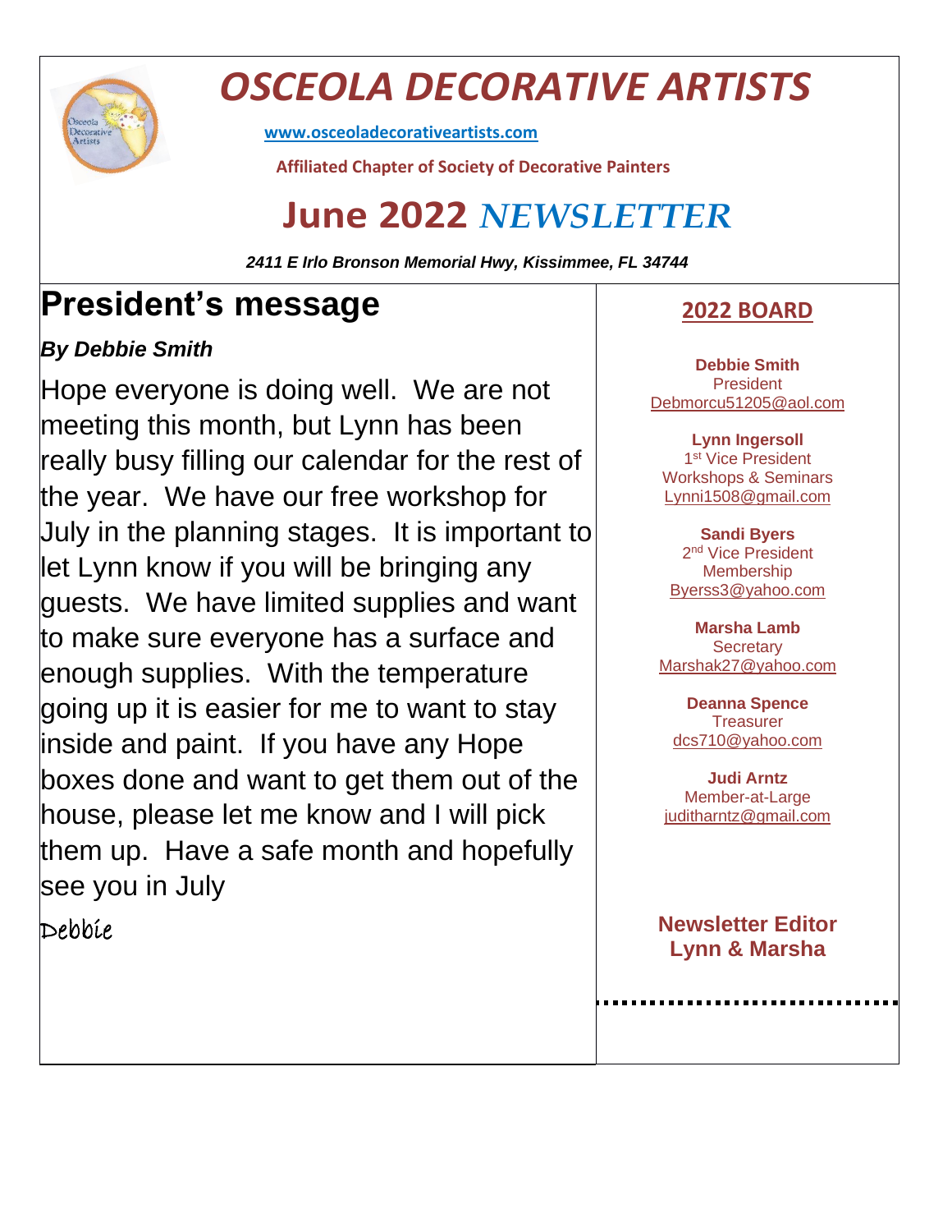# OSCEOLA DECORATIVE ARTISTS

www.osceoladecorativeartists.com

**Affiliated Chapter of Society of Decorative Painters**

# June 2022 *NEWSLETTER*

***2411 E Irlo Bronson Memorial Hwy, Kissimmee, FL 34744***

## President's message

***By Debbie Smith***

Hope everyone is doing well. We are not meeting this month, but Lynn has been really busy filling our calendar for the rest of the year. We have our free workshop for July in the planning stages. It is important to let Lynn know if you will be bringing any guests. We have limited supplies and want to make sure everyone has a surface and enough supplies. With the temperature going up it is easier for me to want to stay inside and paint. If you have any Hope boxes done and want to get them out of the house, please let me know and I will pick them up. Have a safe month and hopefully see you in July

Debbie

## 2022 BOARD

**Debbie Smith**
President
Debmorcu51205@aol.com

**Lynn Ingersoll**
1st Vice President
Workshops & Seminars
Lynni1508@gmail.com

**Sandi Byers**
2nd Vice President
Membership
Byerss3@yahoo.com

**Marsha Lamb**
Secretary
Marshak27@yahoo.com

**Deanna Spence**
Treasurer
dcs710@yahoo.com

**Judi Arntz**
Member-at-Large
juditharntz@gmail.com

**Newsletter Editor**
**Lynn & Marsha**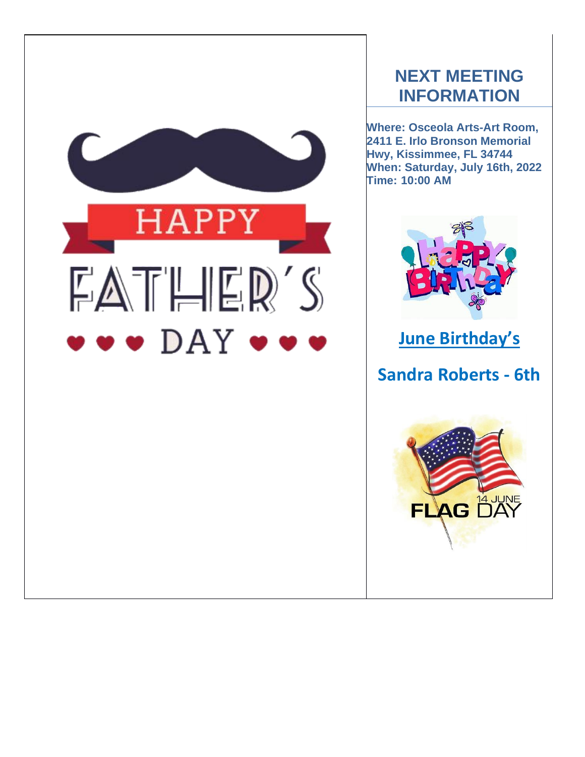HAPPY FATHER'S DAY

## NEXT MEETING INFORMATION

**Where: Osceola Arts-Art Room, 2411 E. Irlo Bronson Memorial Hwy, Kissimmee, FL 34744**
**When: Saturday, July 16th, 2022**
**Time: 10:00 AM**

Happy Birthday

## June Birthday's

## Sandra Roberts - 6th

14 JUNE FLAG DAY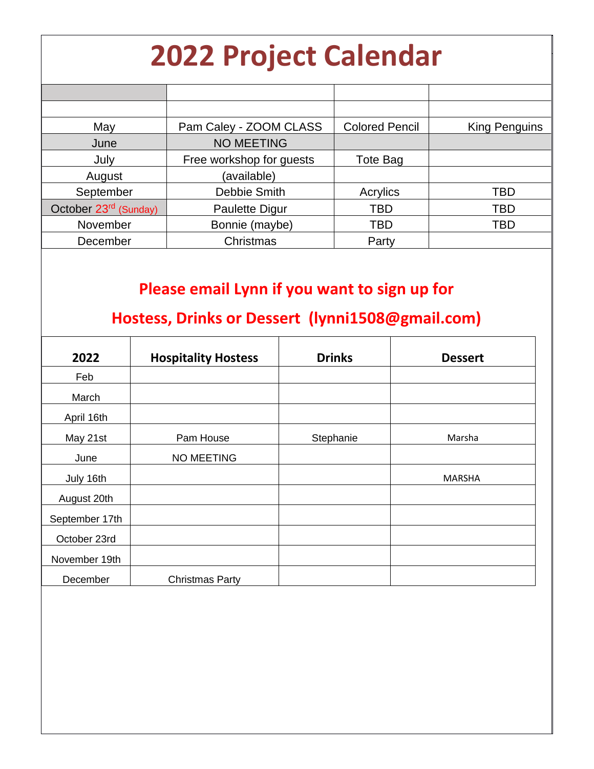# 2022 Project Calendar

| | | | |
|---|---|---|---|
| | | | |
| May | Pam Caley - ZOOM CLASS | Colored Pencil | King Penguins |
| June | NO MEETING | | |
| July | Free workshop for guests | Tote Bag | |
| August | (available) | | |
| September | Debbie Smith | Acrylics | TBD |
| October 23rd (Sunday) | Paulette Digur | TBD | TBD |
| November | Bonnie (maybe) | TBD | TBD |
| December | Christmas | Party | |

## Please email Lynn if you want to sign up for Hostess, Drinks or Dessert (lynni1508@gmail.com)

| 2022 | Hospitality Hostess | Drinks | Dessert |
|---|---|---|---|
| Feb | | | |
| March | | | |
| April 16th | | | |
| May 21st | Pam House | Stephanie | Marsha |
| June | NO MEETING | | |
| July 16th | | | MARSHA |
| August 20th | | | |
| September 17th | | | |
| October 23rd | | | |
| November 19th | | | |
| December | Christmas Party | | |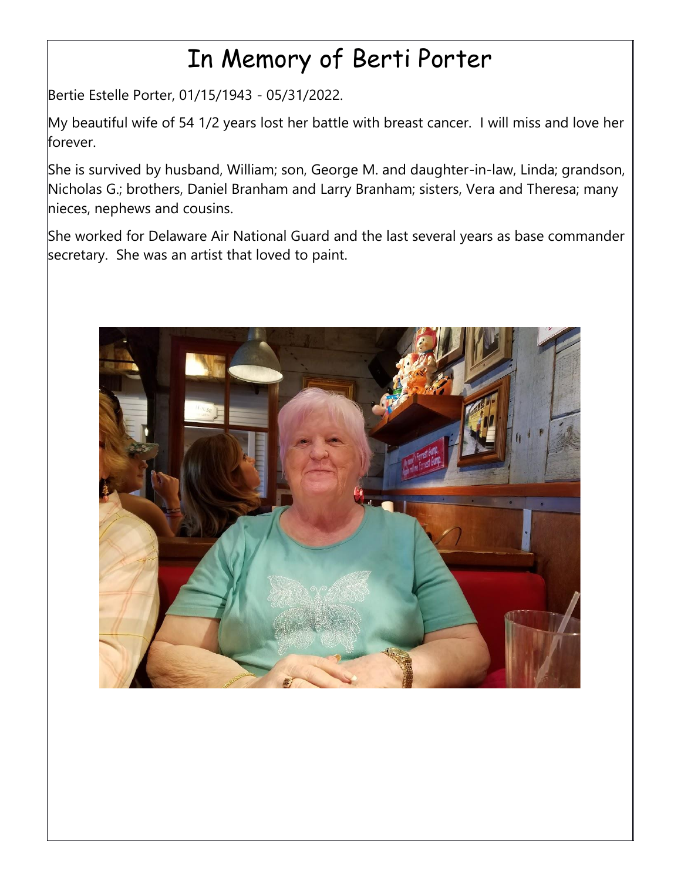# In Memory of Berti Porter

Bertie Estelle Porter, 01/15/1943 - 05/31/2022.

My beautiful wife of 54 1/2 years lost her battle with breast cancer. I will miss and love her forever.

She is survived by husband, William; son, George M. and daughter-in-law, Linda; grandson, Nicholas G.; brothers, Daniel Branham and Larry Branham; sisters, Vera and Theresa; many nieces, nephews and cousins.

She worked for Delaware Air National Guard and the last several years as base commander secretary. She was an artist that loved to paint.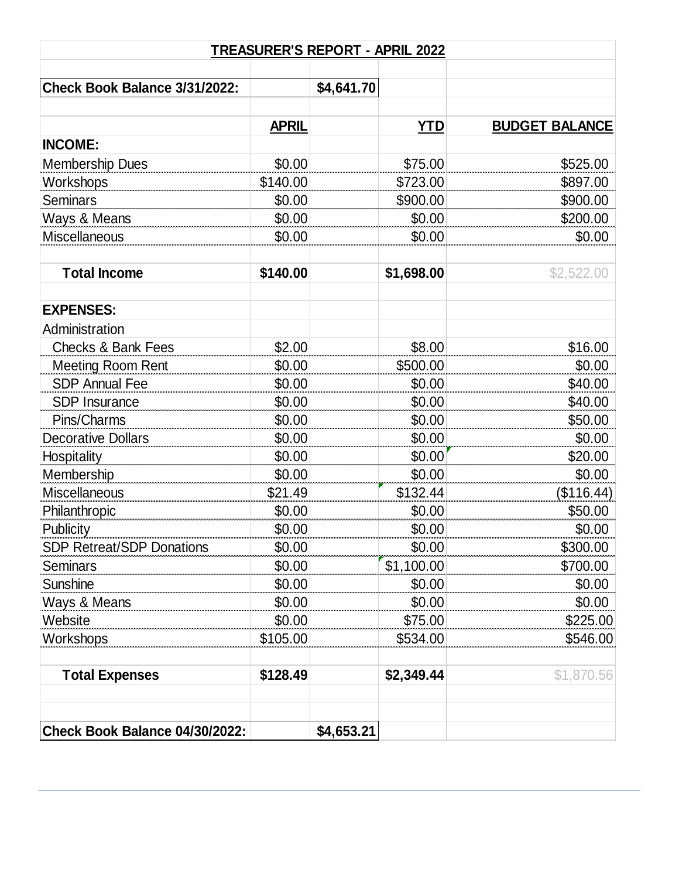## TREASURER'S REPORT - APRIL 2022

| | | | | |
|---|---|---|---|---|
| **Check Book Balance 3/31/2022:** | | **$4,641.70** | | |
| | | | | |
| | **APRIL** | | **YTD** | **BUDGET BALANCE** |
| **INCOME:** | | | | |
| Membership Dues | $0.00 | | $75.00 | $525.00 |
| Workshops | $140.00 | | $723.00 | $897.00 |
| Seminars | $0.00 | | $900.00 | $900.00 |
| Ways & Means | $0.00 | | $0.00 | $200.00 |
| Miscellaneous | $0.00 | | $0.00 | $0.00 |
| | | | | |
| **Total Income** | **$140.00** | | **$1,698.00** | $2,522.00 |
| | | | | |
| **EXPENSES:** | | | | |
| Administration | | | | |
| Checks & Bank Fees | $2.00 | | $8.00 | $16.00 |
| Meeting Room Rent | $0.00 | | $500.00 | $0.00 |
| SDP Annual Fee | $0.00 | | $0.00 | $40.00 |
| SDP Insurance | $0.00 | | $0.00 | $40.00 |
| Pins/Charms | $0.00 | | $0.00 | $50.00 |
| Decorative Dollars | $0.00 | | $0.00 | $0.00 |
| Hospitality | $0.00 | | $0.00 | $20.00 |
| Membership | $0.00 | | $0.00 | $0.00 |
| Miscellaneous | $21.49 | | $132.44 | ($116.44) |
| Philanthropic | $0.00 | | $0.00 | $50.00 |
| Publicity | $0.00 | | $0.00 | $0.00 |
| SDP Retreat/SDP Donations | $0.00 | | $0.00 | $300.00 |
| Seminars | $0.00 | | $1,100.00 | $700.00 |
| Sunshine | $0.00 | | $0.00 | $0.00 |
| Ways & Means | $0.00 | | $0.00 | $0.00 |
| Website | $0.00 | | $75.00 | $225.00 |
| Workshops | $105.00 | | $534.00 | $546.00 |
| | | | | |
| **Total Expenses** | **$128.49** | | **$2,349.44** | $1,870.56 |
| | | | | |
| **Check Book Balance 04/30/2022:** | | **$4,653.21** | | |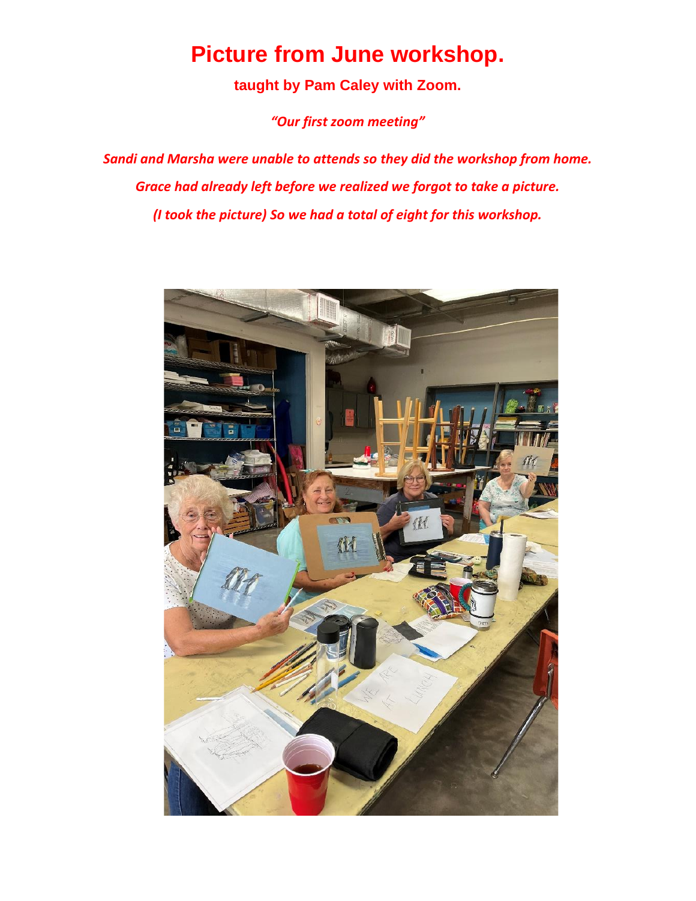# Picture from June workshop.

**taught by Pam Caley with Zoom.**

***"Our first zoom meeting"***

***Sandi and Marsha were unable to attends so they did the workshop from home.***

***Grace had already left before we realized we forgot to take a picture.***

***(I took the picture) So we had a total of eight for this workshop.***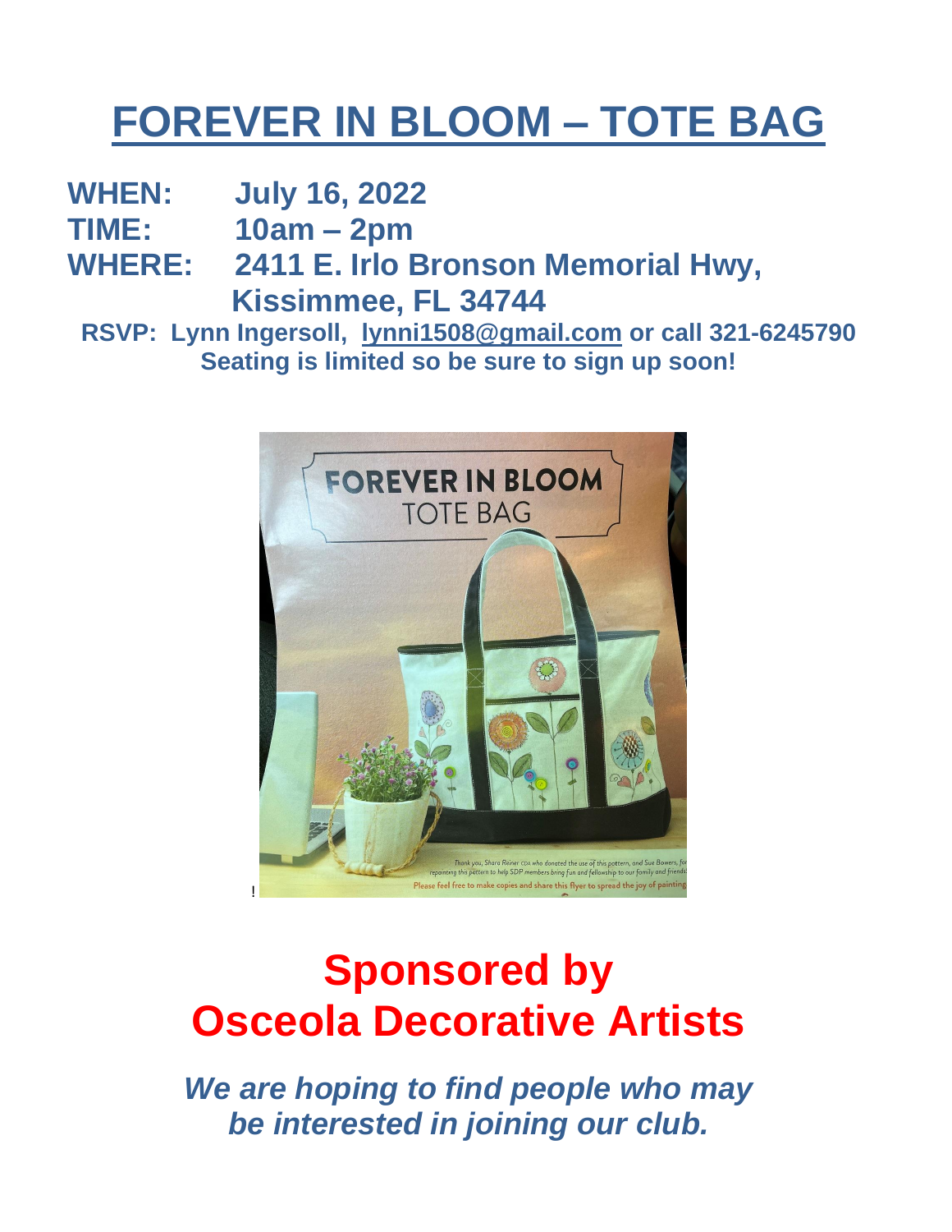# FOREVER IN BLOOM – TOTE BAG

**WHEN:** **July 16, 2022**
**TIME:** **10am – 2pm**
**WHERE:** **2411 E. Irlo Bronson Memorial Hwy, Kissimmee, FL 34744**

**RSVP: Lynn Ingersoll, lynni1508@gmail.com or call 321-6245790**
**Seating is limited so be sure to sign up soon!**

!

## Sponsored by
## Osceola Decorative Artists

***We are hoping to find people who may be interested in joining our club.***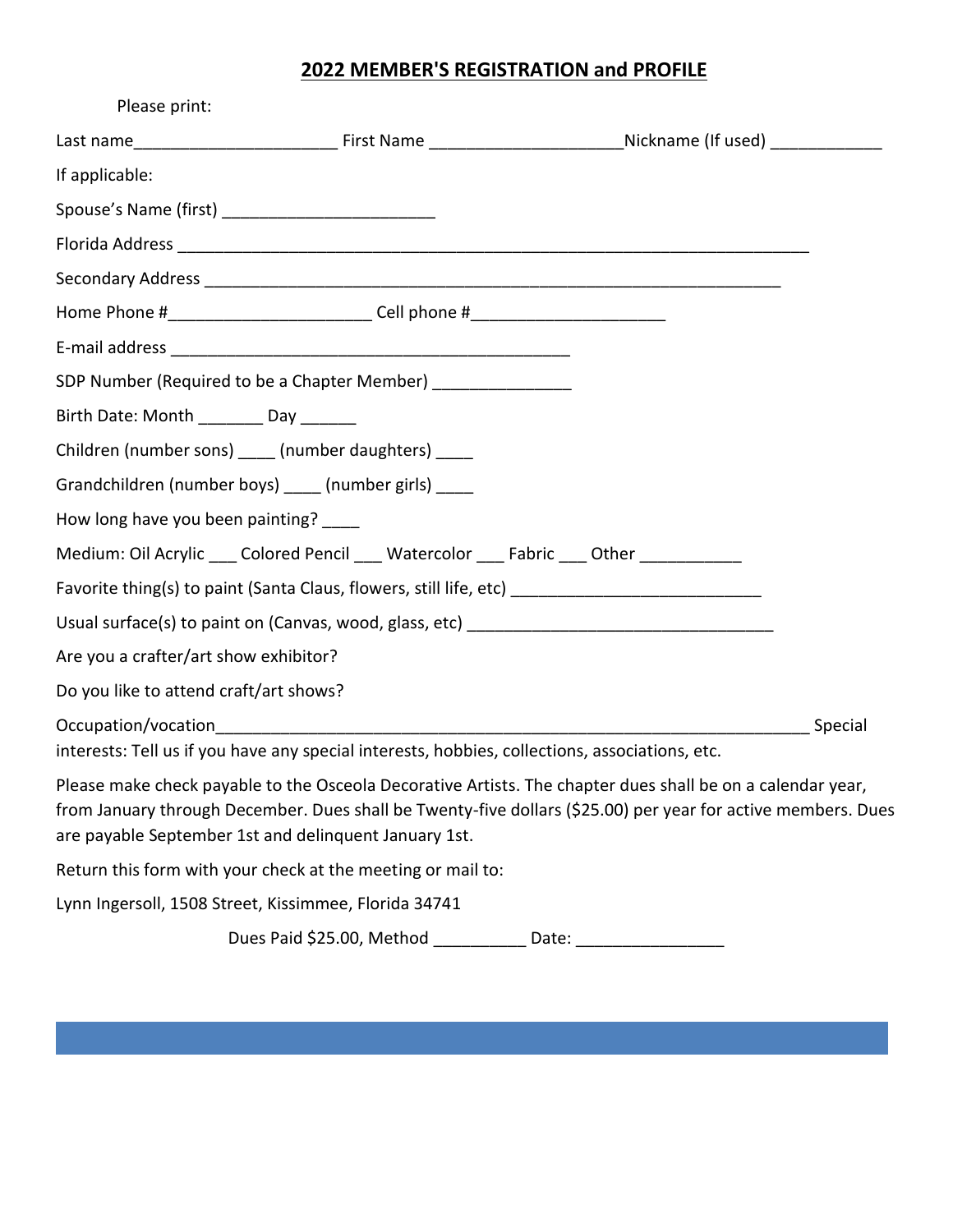## 2022 MEMBER'S REGISTRATION and PROFILE

Please print:

Last name_____________________ First Name ____________________Nickname (If used) ___________

If applicable:

Spouse's Name (first) ______________________

Florida Address ___________________________________________________________________

Secondary Address ____________________________________________________________

Home Phone #_____________________ Cell phone #____________________

E-mail address __________________________________________

SDP Number (Required to be a Chapter Member) ______________

Birth Date: Month _______ Day ______

Children (number sons) ____ (number daughters) ____

Grandchildren (number boys) ____ (number girls) ____

How long have you been painting? ____

Medium: Oil Acrylic ___ Colored Pencil ___ Watercolor ___ Fabric ___ Other ___________

Favorite thing(s) to paint (Santa Claus, flowers, still life, etc) _________________________

Usual surface(s) to paint on (Canvas, wood, glass, etc) ______________________________

Are you a crafter/art show exhibitor?

Do you like to attend craft/art shows?

Occupation/vocation_____________________________________________________________ Special interests: Tell us if you have any special interests, hobbies, collections, associations, etc.

Please make check payable to the Osceola Decorative Artists. The chapter dues shall be on a calendar year, from January through December. Dues shall be Twenty-five dollars ($25.00) per year for active members. Dues are payable September 1st and delinquent January 1st.

Return this form with your check at the meeting or mail to:

Lynn Ingersoll, 1508 Street, Kissimmee, Florida 34741

Dues Paid $25.00, Method __________ Date: ________________